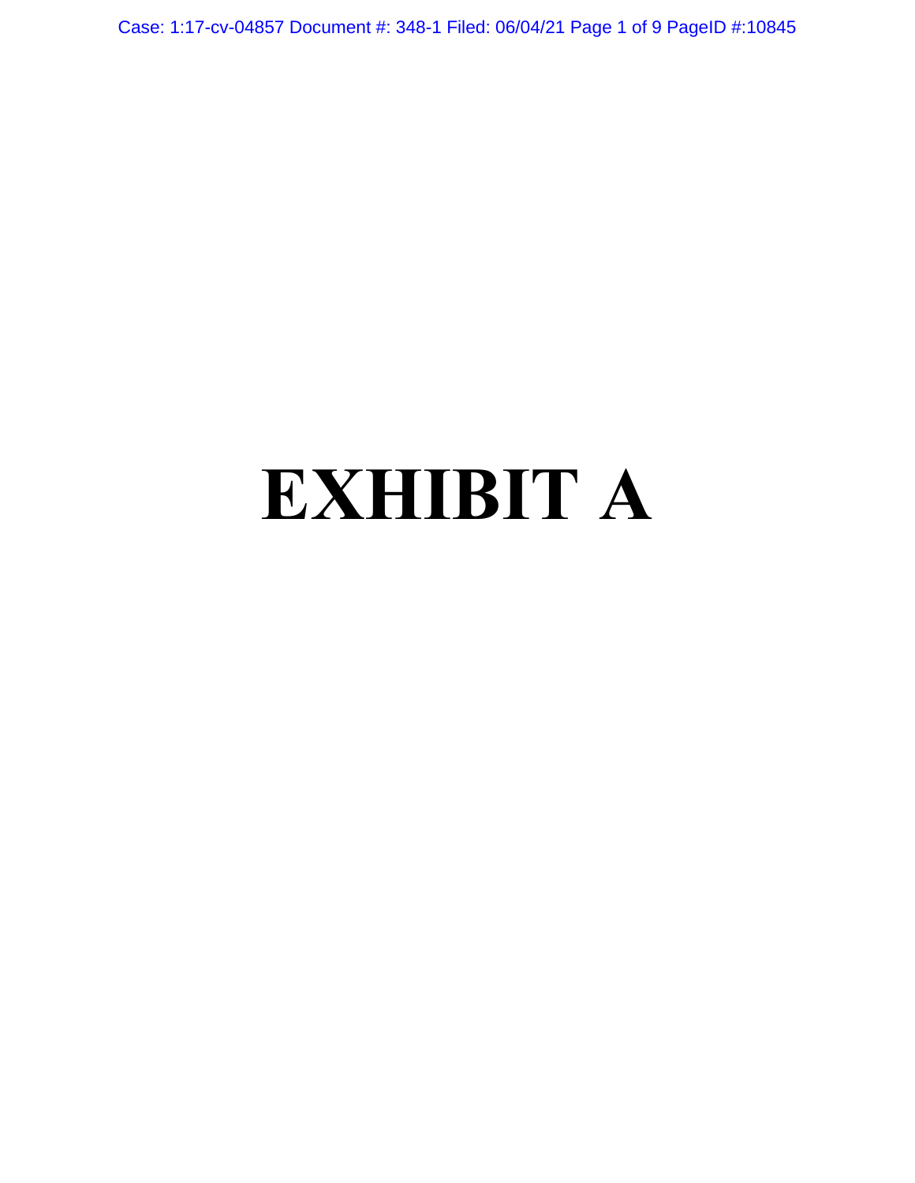# EXHIBIT A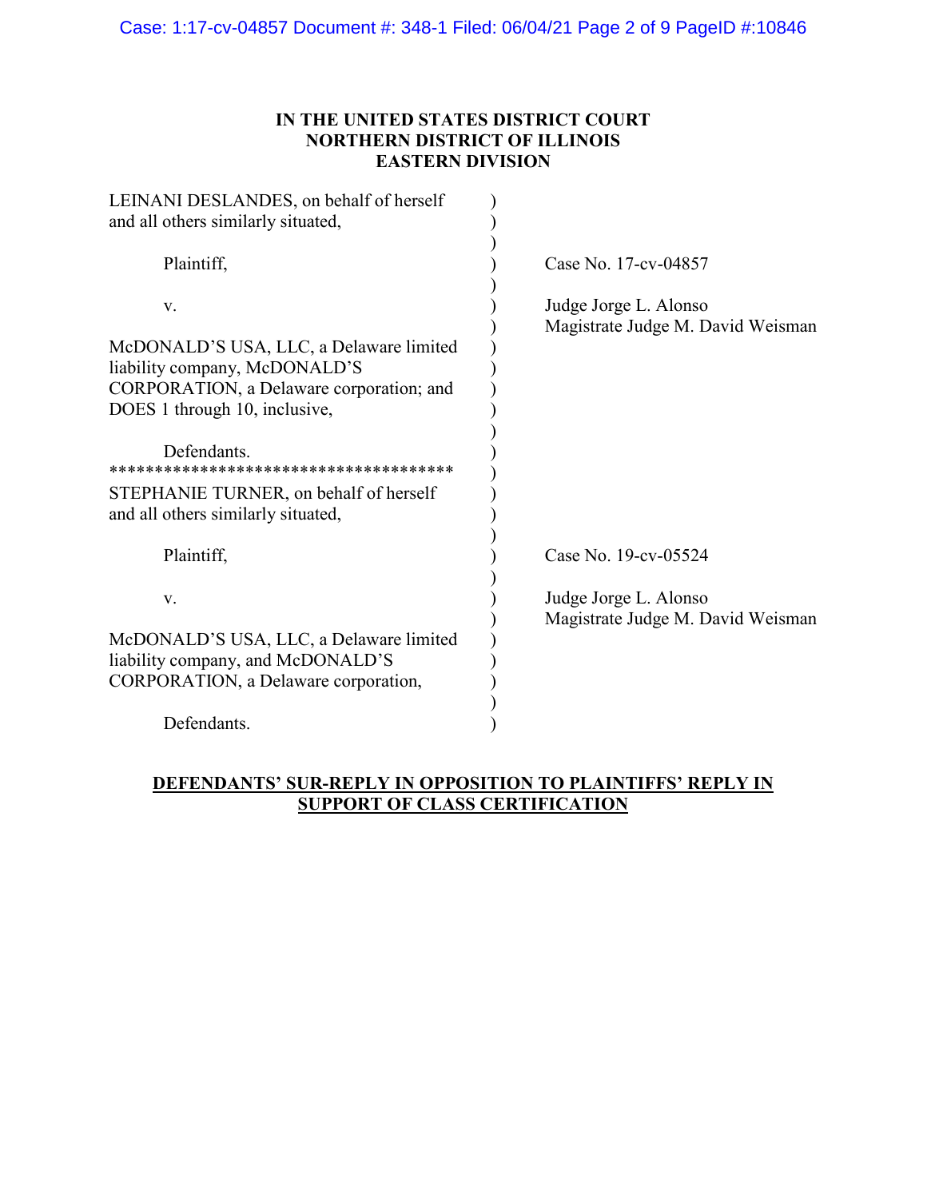# IN THE UNITED STATES DISTRICT COURT
# NORTHERN DISTRICT OF ILLINOIS
# EASTERN DIVISION

LEINANI DESLANDES, on behalf of herself and all others similarly situated,

Plaintiff,

v.

McDONALD'S USA, LLC, a Delaware limited liability company, McDONALD'S CORPORATION, a Delaware corporation; and DOES 1 through 10, inclusive,

Defendants.

Case No. 17-cv-04857

Judge Jorge L. Alonso
Magistrate Judge M. David Weisman

**************************************

STEPHANIE TURNER, on behalf of herself and all others similarly situated,

Plaintiff,

v.

McDONALD'S USA, LLC, a Delaware limited liability company, and McDONALD'S CORPORATION, a Delaware corporation,

Defendants.

Case No. 19-cv-05524

Judge Jorge L. Alonso
Magistrate Judge M. David Weisman

**DEFENDANTS' SUR-REPLY IN OPPOSITION TO PLAINTIFFS' REPLY IN SUPPORT OF CLASS CERTIFICATION**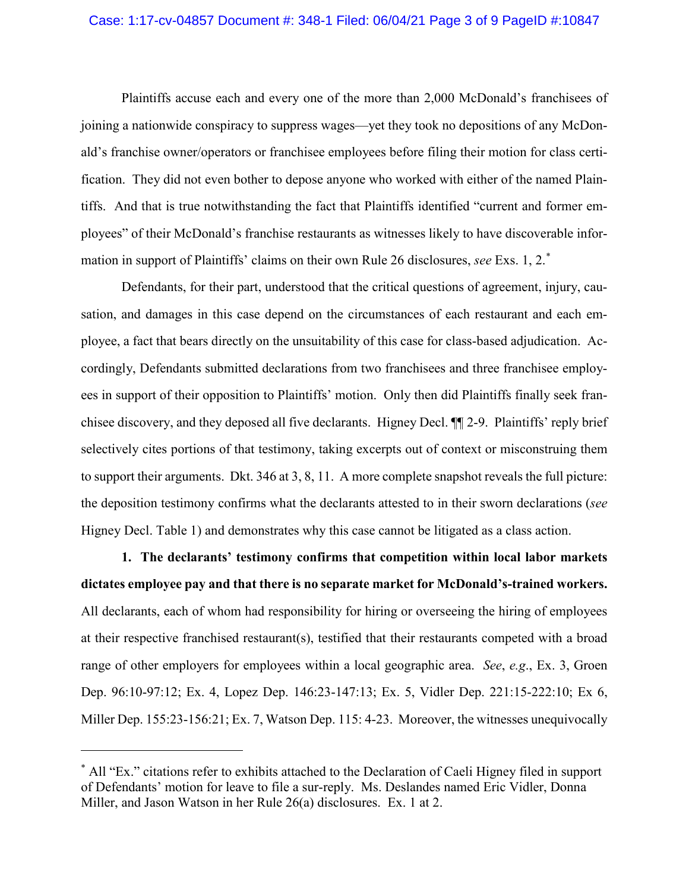Plaintiffs accuse each and every one of the more than 2,000 McDonald's franchisees of joining a nationwide conspiracy to suppress wages—yet they took no depositions of any McDonald's franchise owner/operators or franchisee employees before filing their motion for class certification. They did not even bother to depose anyone who worked with either of the named Plaintiffs. And that is true notwithstanding the fact that Plaintiffs identified "current and former employees" of their McDonald's franchise restaurants as witnesses likely to have discoverable information in support of Plaintiffs' claims on their own Rule 26 disclosures, *see* Exs. 1, 2.*

Defendants, for their part, understood that the critical questions of agreement, injury, causation, and damages in this case depend on the circumstances of each restaurant and each employee, a fact that bears directly on the unsuitability of this case for class-based adjudication. Accordingly, Defendants submitted declarations from two franchisees and three franchisee employees in support of their opposition to Plaintiffs' motion. Only then did Plaintiffs finally seek franchisee discovery, and they deposed all five declarants. Higney Decl. ¶¶ 2-9. Plaintiffs' reply brief selectively cites portions of that testimony, taking excerpts out of context or misconstruing them to support their arguments. Dkt. 346 at 3, 8, 11. A more complete snapshot reveals the full picture: the deposition testimony confirms what the declarants attested to in their sworn declarations (*see* Higney Decl. Table 1) and demonstrates why this case cannot be litigated as a class action.

**1. The declarants' testimony confirms that competition within local labor markets dictates employee pay and that there is no separate market for McDonald's-trained workers.** All declarants, each of whom had responsibility for hiring or overseeing the hiring of employees at their respective franchised restaurant(s), testified that their restaurants competed with a broad range of other employers for employees within a local geographic area. *See*, *e.g.*, Ex. 3, Groen Dep. 96:10-97:12; Ex. 4, Lopez Dep. 146:23-147:13; Ex. 5, Vidler Dep. 221:15-222:10; Ex 6, Miller Dep. 155:23-156:21; Ex. 7, Watson Dep. 115: 4-23. Moreover, the witnesses unequivocally

---

* All "Ex." citations refer to exhibits attached to the Declaration of Caeli Higney filed in support of Defendants' motion for leave to file a sur-reply. Ms. Deslandes named Eric Vidler, Donna Miller, and Jason Watson in her Rule 26(a) disclosures. Ex. 1 at 2.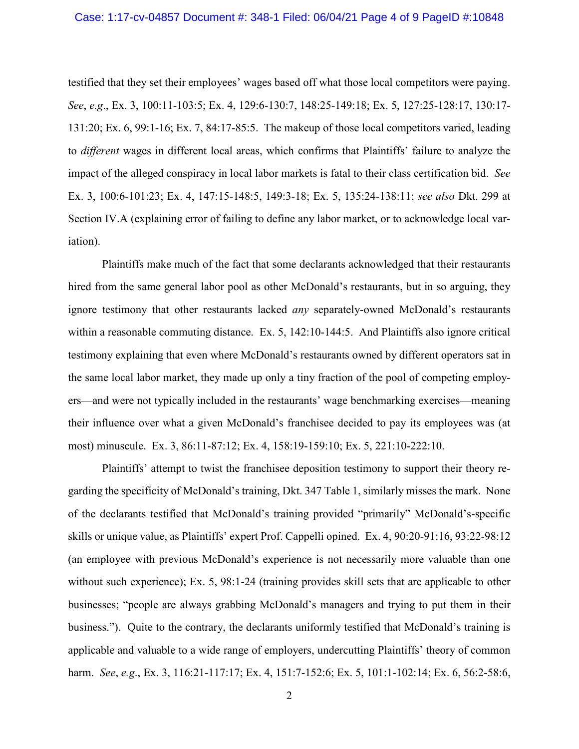testified that they set their employees' wages based off what those local competitors were paying. *See*, *e.g*., Ex. 3, 100:11-103:5; Ex. 4, 129:6-130:7, 148:25-149:18; Ex. 5, 127:25-128:17, 130:17-131:20; Ex. 6, 99:1-16; Ex. 7, 84:17-85:5. The makeup of those local competitors varied, leading to *different* wages in different local areas, which confirms that Plaintiffs' failure to analyze the impact of the alleged conspiracy in local labor markets is fatal to their class certification bid. *See* Ex. 3, 100:6-101:23; Ex. 4, 147:15-148:5, 149:3-18; Ex. 5, 135:24-138:11; *see also* Dkt. 299 at Section IV.A (explaining error of failing to define any labor market, or to acknowledge local variation).

Plaintiffs make much of the fact that some declarants acknowledged that their restaurants hired from the same general labor pool as other McDonald's restaurants, but in so arguing, they ignore testimony that other restaurants lacked *any* separately-owned McDonald's restaurants within a reasonable commuting distance. Ex. 5, 142:10-144:5. And Plaintiffs also ignore critical testimony explaining that even where McDonald's restaurants owned by different operators sat in the same local labor market, they made up only a tiny fraction of the pool of competing employers—and were not typically included in the restaurants' wage benchmarking exercises—meaning their influence over what a given McDonald's franchisee decided to pay its employees was (at most) minuscule. Ex. 3, 86:11-87:12; Ex. 4, 158:19-159:10; Ex. 5, 221:10-222:10.

Plaintiffs' attempt to twist the franchisee deposition testimony to support their theory regarding the specificity of McDonald's training, Dkt. 347 Table 1, similarly misses the mark. None of the declarants testified that McDonald's training provided "primarily" McDonald's-specific skills or unique value, as Plaintiffs' expert Prof. Cappelli opined. Ex. 4, 90:20-91:16, 93:22-98:12 (an employee with previous McDonald's experience is not necessarily more valuable than one without such experience); Ex. 5, 98:1-24 (training provides skill sets that are applicable to other businesses; "people are always grabbing McDonald's managers and trying to put them in their business."). Quite to the contrary, the declarants uniformly testified that McDonald's training is applicable and valuable to a wide range of employers, undercutting Plaintiffs' theory of common harm. *See*, *e.g*., Ex. 3, 116:21-117:17; Ex. 4, 151:7-152:6; Ex. 5, 101:1-102:14; Ex. 6, 56:2-58:6,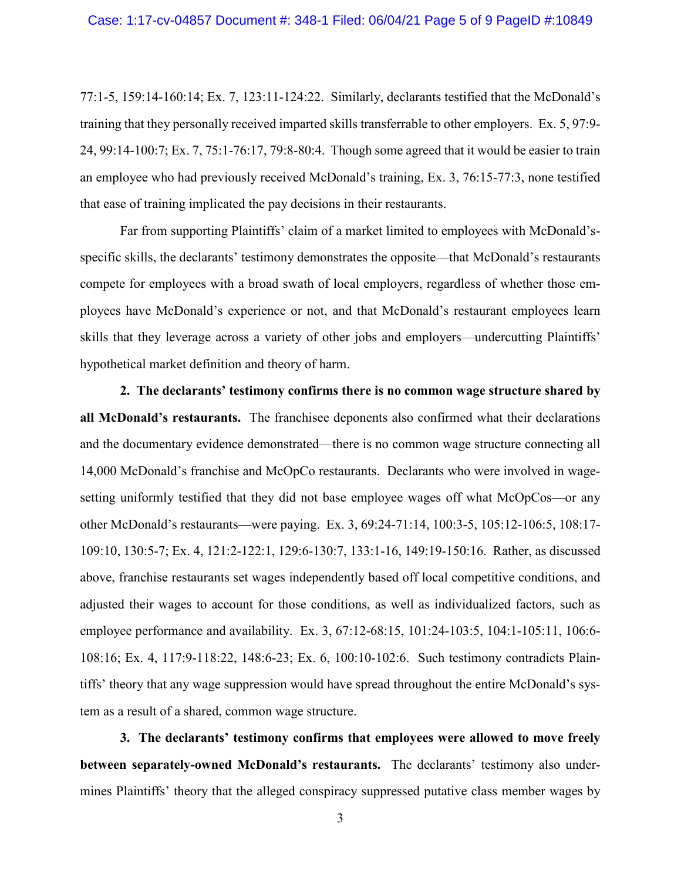77:1-5, 159:14-160:14; Ex. 7, 123:11-124:22. Similarly, declarants testified that the McDonald's training that they personally received imparted skills transferrable to other employers. Ex. 5, 97:9-24, 99:14-100:7; Ex. 7, 75:1-76:17, 79:8-80:4. Though some agreed that it would be easier to train an employee who had previously received McDonald's training, Ex. 3, 76:15-77:3, none testified that ease of training implicated the pay decisions in their restaurants.

Far from supporting Plaintiffs' claim of a market limited to employees with McDonald's-specific skills, the declarants' testimony demonstrates the opposite—that McDonald's restaurants compete for employees with a broad swath of local employers, regardless of whether those employees have McDonald's experience or not, and that McDonald's restaurant employees learn skills that they leverage across a variety of other jobs and employers—undercutting Plaintiffs' hypothetical market definition and theory of harm.

**2. The declarants' testimony confirms there is no common wage structure shared by all McDonald's restaurants.** The franchisee deponents also confirmed what their declarations and the documentary evidence demonstrated—there is no common wage structure connecting all 14,000 McDonald's franchise and McOpCo restaurants. Declarants who were involved in wage-setting uniformly testified that they did not base employee wages off what McOpCos—or any other McDonald's restaurants—were paying. Ex. 3, 69:24-71:14, 100:3-5, 105:12-106:5, 108:17-109:10, 130:5-7; Ex. 4, 121:2-122:1, 129:6-130:7, 133:1-16, 149:19-150:16. Rather, as discussed above, franchise restaurants set wages independently based off local competitive conditions, and adjusted their wages to account for those conditions, as well as individualized factors, such as employee performance and availability. Ex. 3, 67:12-68:15, 101:24-103:5, 104:1-105:11, 106:6-108:16; Ex. 4, 117:9-118:22, 148:6-23; Ex. 6, 100:10-102:6. Such testimony contradicts Plaintiffs' theory that any wage suppression would have spread throughout the entire McDonald's system as a result of a shared, common wage structure.

**3. The declarants' testimony confirms that employees were allowed to move freely between separately-owned McDonald's restaurants.** The declarants' testimony also undermines Plaintiffs' theory that the alleged conspiracy suppressed putative class member wages by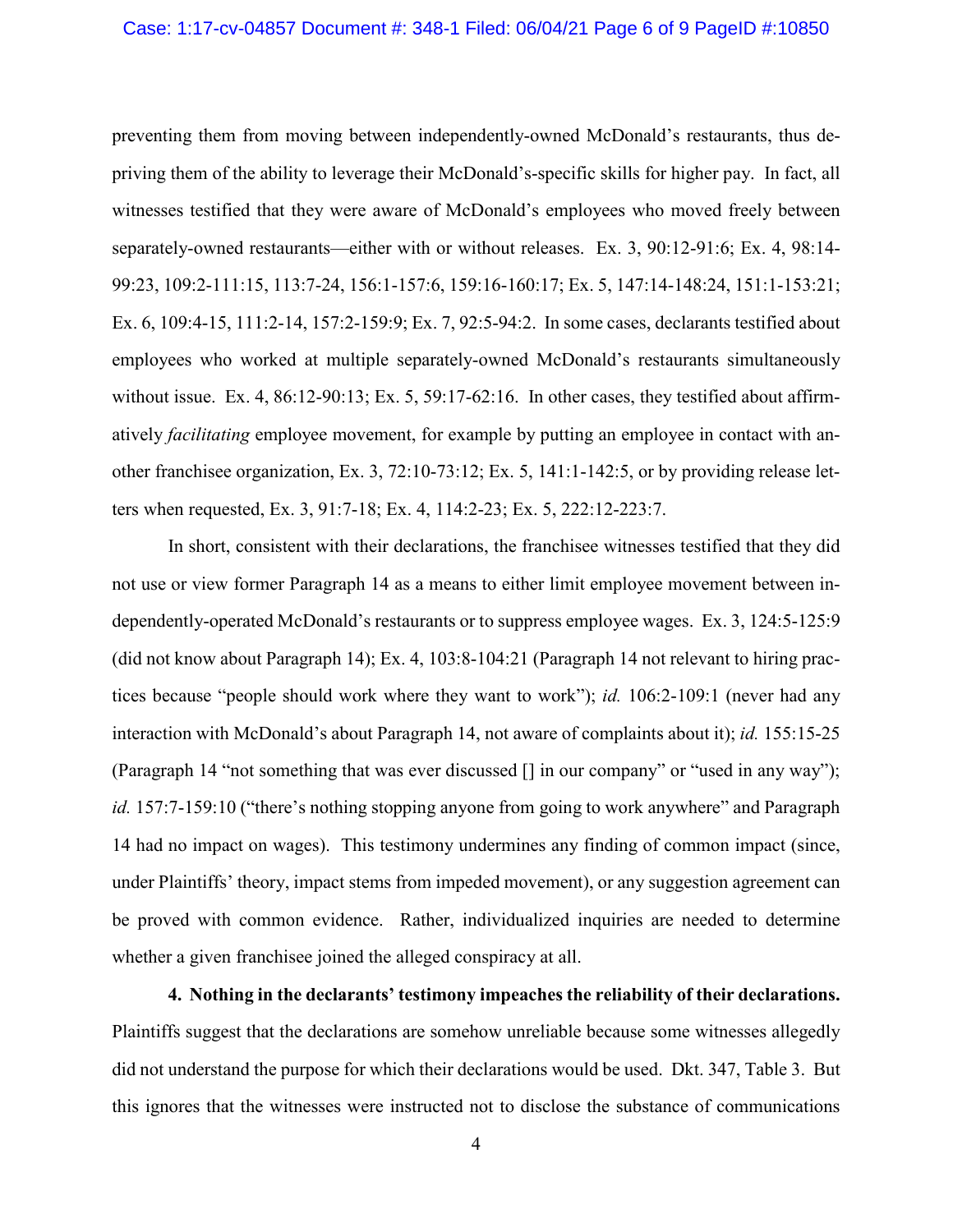preventing them from moving between independently-owned McDonald's restaurants, thus depriving them of the ability to leverage their McDonald's-specific skills for higher pay. In fact, all witnesses testified that they were aware of McDonald's employees who moved freely between separately-owned restaurants—either with or without releases. Ex. 3, 90:12-91:6; Ex. 4, 98:14-99:23, 109:2-111:15, 113:7-24, 156:1-157:6, 159:16-160:17; Ex. 5, 147:14-148:24, 151:1-153:21; Ex. 6, 109:4-15, 111:2-14, 157:2-159:9; Ex. 7, 92:5-94:2. In some cases, declarants testified about employees who worked at multiple separately-owned McDonald's restaurants simultaneously without issue. Ex. 4, 86:12-90:13; Ex. 5, 59:17-62:16. In other cases, they testified about affirmatively *facilitating* employee movement, for example by putting an employee in contact with another franchisee organization, Ex. 3, 72:10-73:12; Ex. 5, 141:1-142:5, or by providing release letters when requested, Ex. 3, 91:7-18; Ex. 4, 114:2-23; Ex. 5, 222:12-223:7.

In short, consistent with their declarations, the franchisee witnesses testified that they did not use or view former Paragraph 14 as a means to either limit employee movement between independently-operated McDonald's restaurants or to suppress employee wages. Ex. 3, 124:5-125:9 (did not know about Paragraph 14); Ex. 4, 103:8-104:21 (Paragraph 14 not relevant to hiring practices because "people should work where they want to work"); *id.* 106:2-109:1 (never had any interaction with McDonald's about Paragraph 14, not aware of complaints about it); *id.* 155:15-25 (Paragraph 14 "not something that was ever discussed [] in our company" or "used in any way"); *id.* 157:7-159:10 ("there's nothing stopping anyone from going to work anywhere" and Paragraph 14 had no impact on wages). This testimony undermines any finding of common impact (since, under Plaintiffs' theory, impact stems from impeded movement), or any suggestion agreement can be proved with common evidence. Rather, individualized inquiries are needed to determine whether a given franchisee joined the alleged conspiracy at all.

**4. Nothing in the declarants' testimony impeaches the reliability of their declarations.** Plaintiffs suggest that the declarations are somehow unreliable because some witnesses allegedly did not understand the purpose for which their declarations would be used. Dkt. 347, Table 3. But this ignores that the witnesses were instructed not to disclose the substance of communications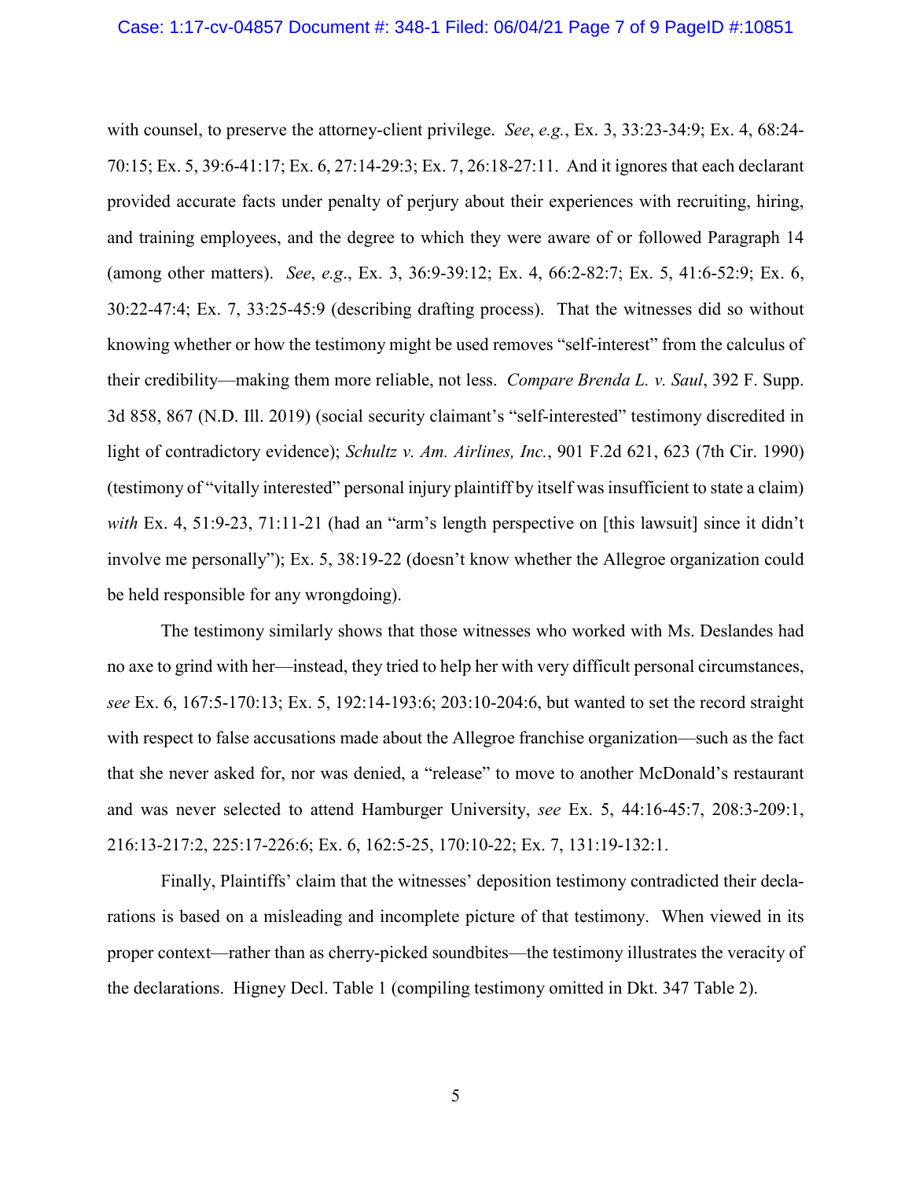with counsel, to preserve the attorney-client privilege. *See*, *e.g.*, Ex. 3, 33:23-34:9; Ex. 4, 68:24-70:15; Ex. 5, 39:6-41:17; Ex. 6, 27:14-29:3; Ex. 7, 26:18-27:11. And it ignores that each declarant provided accurate facts under penalty of perjury about their experiences with recruiting, hiring, and training employees, and the degree to which they were aware of or followed Paragraph 14 (among other matters). *See*, *e.g*., Ex. 3, 36:9-39:12; Ex. 4, 66:2-82:7; Ex. 5, 41:6-52:9; Ex. 6, 30:22-47:4; Ex. 7, 33:25-45:9 (describing drafting process). That the witnesses did so without knowing whether or how the testimony might be used removes "self-interest" from the calculus of their credibility—making them more reliable, not less. *Compare Brenda L. v. Saul*, 392 F. Supp. 3d 858, 867 (N.D. Ill. 2019) (social security claimant's "self-interested" testimony discredited in light of contradictory evidence); *Schultz v. Am. Airlines, Inc.*, 901 F.2d 621, 623 (7th Cir. 1990) (testimony of "vitally interested" personal injury plaintiff by itself was insufficient to state a claim) *with* Ex. 4, 51:9-23, 71:11-21 (had an "arm's length perspective on [this lawsuit] since it didn't involve me personally"); Ex. 5, 38:19-22 (doesn't know whether the Allegroe organization could be held responsible for any wrongdoing).

The testimony similarly shows that those witnesses who worked with Ms. Deslandes had no axe to grind with her—instead, they tried to help her with very difficult personal circumstances, *see* Ex. 6, 167:5-170:13; Ex. 5, 192:14-193:6; 203:10-204:6, but wanted to set the record straight with respect to false accusations made about the Allegroe franchise organization—such as the fact that she never asked for, nor was denied, a "release" to move to another McDonald's restaurant and was never selected to attend Hamburger University, *see* Ex. 5, 44:16-45:7, 208:3-209:1, 216:13-217:2, 225:17-226:6; Ex. 6, 162:5-25, 170:10-22; Ex. 7, 131:19-132:1.

Finally, Plaintiffs' claim that the witnesses' deposition testimony contradicted their declarations is based on a misleading and incomplete picture of that testimony. When viewed in its proper context—rather than as cherry-picked soundbites—the testimony illustrates the veracity of the declarations. Higney Decl. Table 1 (compiling testimony omitted in Dkt. 347 Table 2).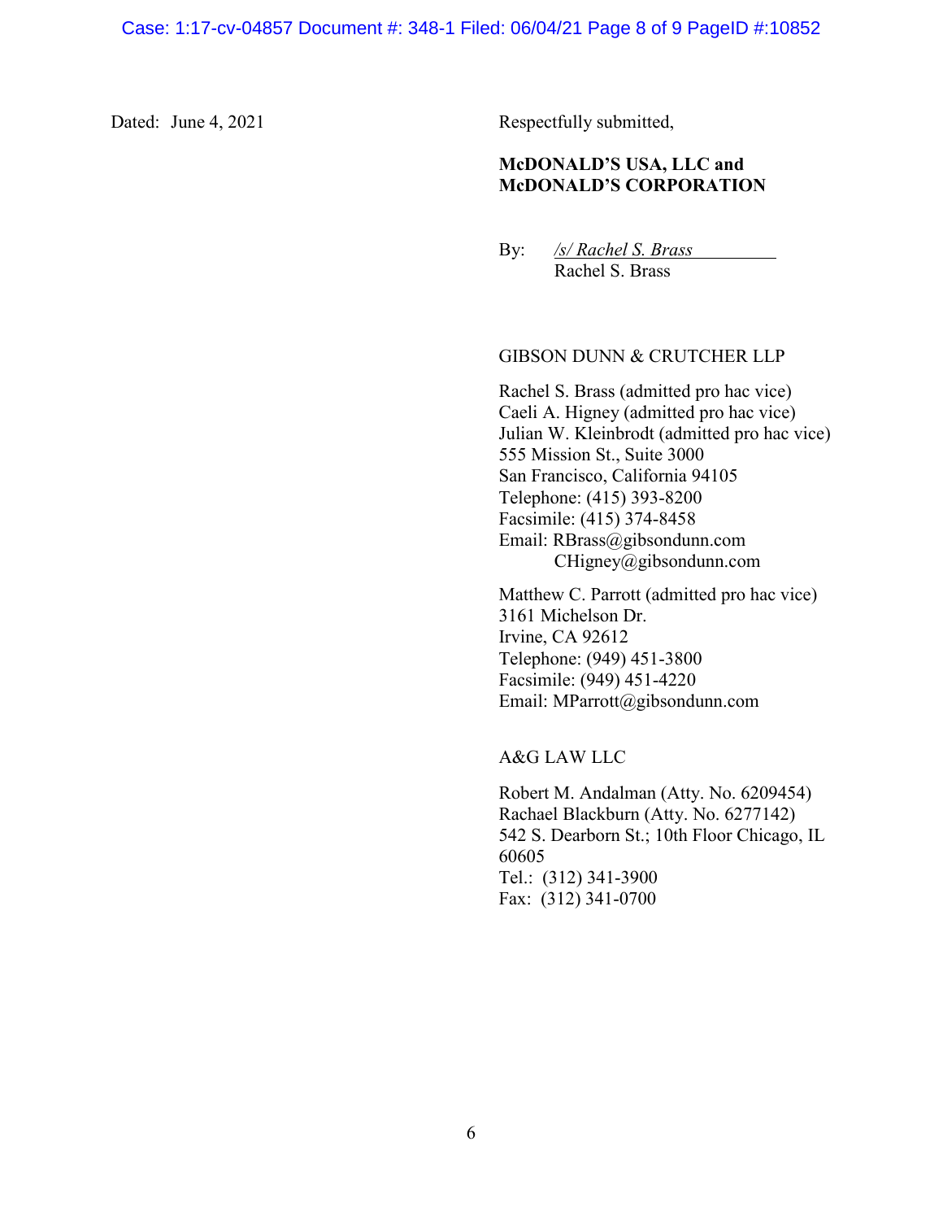Dated: June 4, 2021

Respectfully submitted,

**McDONALD'S USA, LLC and McDONALD'S CORPORATION**

By: */s/ Rachel S. Brass*
Rachel S. Brass

GIBSON DUNN & CRUTCHER LLP

Rachel S. Brass (admitted pro hac vice)
Caeli A. Higney (admitted pro hac vice)
Julian W. Kleinbrodt (admitted pro hac vice)
555 Mission St., Suite 3000
San Francisco, California 94105
Telephone: (415) 393-8200
Facsimile: (415) 374-8458
Email: RBrass@gibsondunn.com
CHigney@gibsondunn.com

Matthew C. Parrott (admitted pro hac vice)
3161 Michelson Dr.
Irvine, CA 92612
Telephone: (949) 451-3800
Facsimile: (949) 451-4220
Email: MParrott@gibsondunn.com

A&G LAW LLC

Robert M. Andalman (Atty. No. 6209454)
Rachael Blackburn (Atty. No. 6277142)
542 S. Dearborn St.; 10th Floor Chicago, IL 60605
Tel.: (312) 341-3900
Fax: (312) 341-0700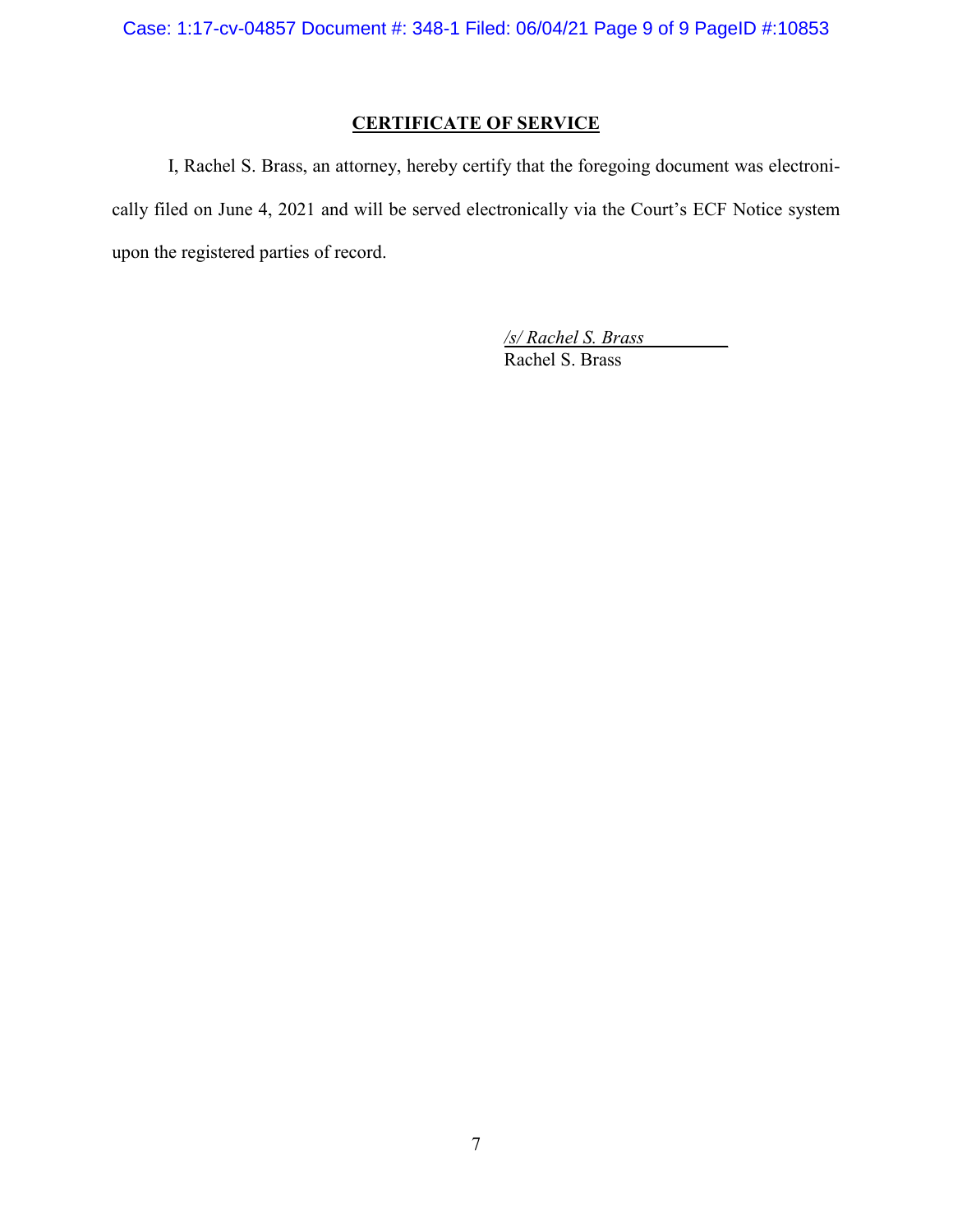## CERTIFICATE OF SERVICE

I, Rachel S. Brass, an attorney, hereby certify that the foregoing document was electronically filed on June 4, 2021 and will be served electronically via the Court's ECF Notice system upon the registered parties of record.

*/s/ Rachel S. Brass*
Rachel S. Brass